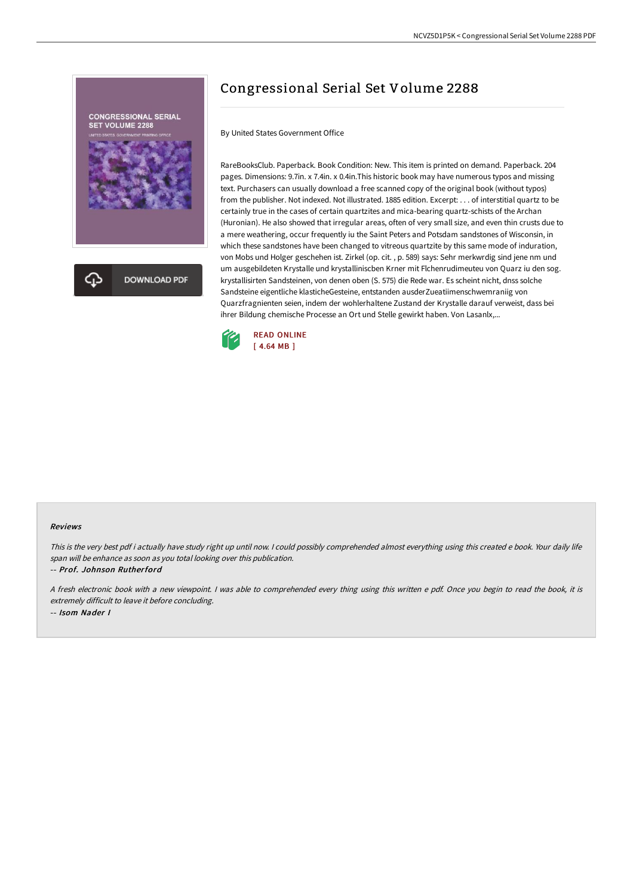# Congressional Serial Set Volume 2288

By United States Government Office

RareBooksClub. Paperback. Book Condition: New. This item is printed on demand. Paperback. 204 pages. Dimensions: 9.7in. x 7.4in. x 0.4in.This historic book may have numerous typos and missing text. Purchasers can usually download a free scanned copy of the original book (without typos) from the publisher. Not indexed. Not illustrated. 1885 edition. Excerpt: . . . of interstitial quartz to be certainly true in the cases of certain quartzites and mica-bearing quartz-schists of the Archan (Huronian). He also showed that irregular areas, often of very small size, and even thin crusts due to a mere weathering, occur frequently iu the Saint Peters and Potsdam sandstones of Wisconsin, in which these sandstones have been changed to vitreous quartzite by this same mode of induration, von Mobs und Holger geschehen ist. Zirkel (op. cit. , p. 589) says: Sehr merkwrdig sind jene nm und um ausgebildeten Krystalle und krystalliniscben Krner mit Flchenrudimeuteu von Quarz iu den sog. krystallisirten Sandsteinen, von denen oben (S. 575) die Rede war. Es scheint nicht, dnss solche Sandsteine eigentliche klasticheGesteine, entstanden ausderZueatiimenschwemraniig von Quarzfragnienten seien, indem der wohlerhaltene Zustand der Krystalle darauf verweist, dass bei ihrer Bildung chemische Processe an Ort und Stelle gewirkt haben. Von Lasanlx,...

READ ONLINE
[ 4.64 MB ]

### Reviews

*This is the very best pdf i actually have study right up until now. I could possibly comprehended almost everything using this created e book. Your daily life span will be enhance as soon as you total looking over this publication.*

-- *Prof. Johnson Rutherford*

*A fresh electronic book with a new viewpoint. I was able to comprehended every thing using this written e pdf. Once you begin to read the book, it is extremely difficult to leave it before concluding.*

-- *Isom Nader I*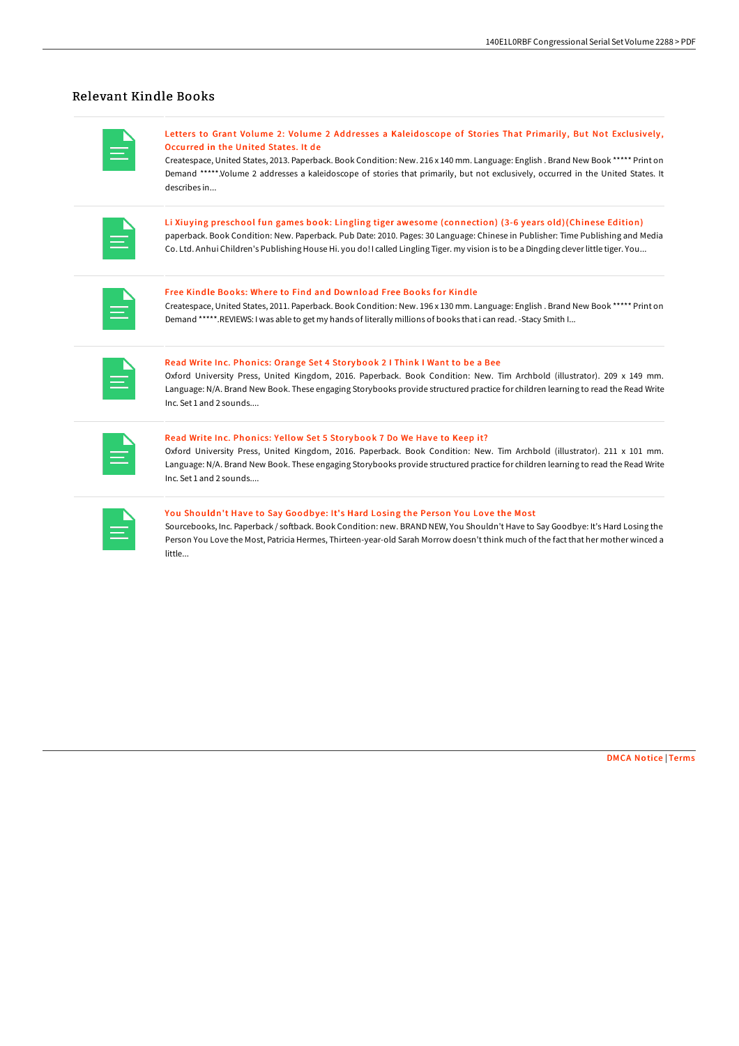## Relevant Kindle Books

### Letters to Grant Volume 2: Volume 2 Addresses a Kaleidoscope of Stories That Primarily, But Not Exclusively, Occurred in the United States. It de

Createspace, United States, 2013. Paperback. Book Condition: New. 216 x 140 mm. Language: English . Brand New Book ***** Print on Demand *****.Volume 2 addresses a kaleidoscope of stories that primarily, but not exclusively, occurred in the United States. It describes in...

### Li Xiuying preschool fun games book: Lingling tiger awesome (connection) (3-6 years old)(Chinese Edition)

paperback. Book Condition: New. Paperback. Pub Date: 2010. Pages: 30 Language: Chinese in Publisher: Time Publishing and Media Co. Ltd. Anhui Children's Publishing House Hi. you do! I called Lingling Tiger. my vision is to be a Dingding clever little tiger. You...

### Free Kindle Books: Where to Find and Download Free Books for Kindle

Createspace, United States, 2011. Paperback. Book Condition: New. 196 x 130 mm. Language: English . Brand New Book ***** Print on Demand *****.REVIEWS: I was able to get my hands of literally millions of books that i can read. -Stacy Smith I...

### Read Write Inc. Phonics: Orange Set 4 Storybook 2 I Think I Want to be a Bee

Oxford University Press, United Kingdom, 2016. Paperback. Book Condition: New. Tim Archbold (illustrator). 209 x 149 mm. Language: N/A. Brand New Book. These engaging Storybooks provide structured practice for children learning to read the Read Write Inc. Set 1 and 2 sounds....

### Read Write Inc. Phonics: Yellow Set 5 Storybook 7 Do We Have to Keep it?

Oxford University Press, United Kingdom, 2016. Paperback. Book Condition: New. Tim Archbold (illustrator). 211 x 101 mm. Language: N/A. Brand New Book. These engaging Storybooks provide structured practice for children learning to read the Read Write Inc. Set 1 and 2 sounds....

### You Shouldn't Have to Say Goodbye: It's Hard Losing the Person You Love the Most

Sourcebooks, Inc. Paperback / softback. Book Condition: new. BRAND NEW, You Shouldn't Have to Say Goodbye: It's Hard Losing the Person You Love the Most, Patricia Hermes, Thirteen-year-old Sarah Morrow doesn't think much of the fact that her mother winced a little...